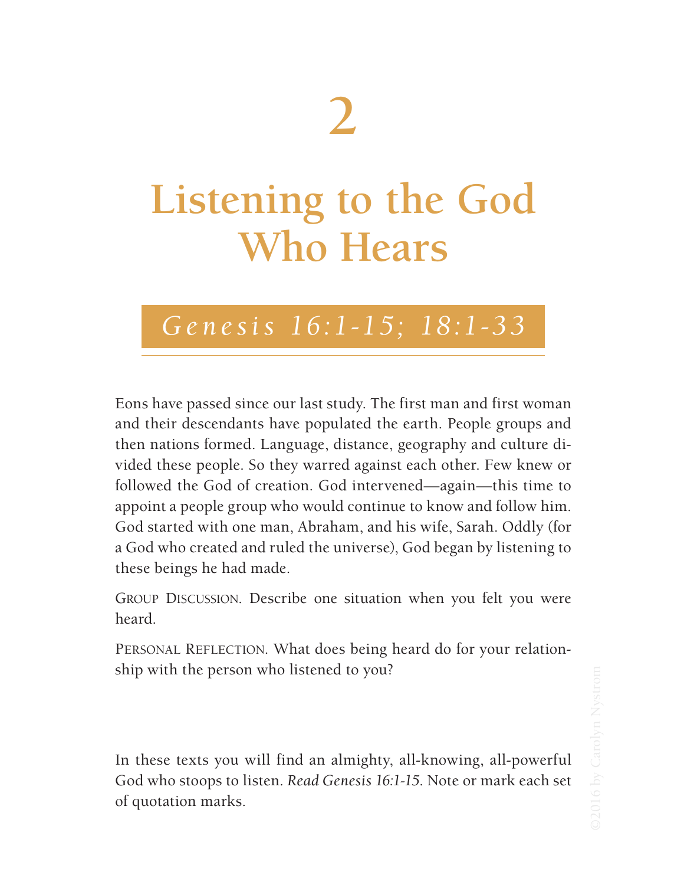# 2

# Listening to the God Who Hears

## *Genesis 16:1-15; 18:1-33*

Eons have passed since our last study. The first man and first woman and their descendants have populated the earth. People groups and then nations formed. Language, distance, geography and culture divided these people. So they warred against each other. Few knew or followed the God of creation. God intervened—again—this time to appoint a people group who would continue to know and follow him. God started with one man, Abraham, and his wife, Sarah. Oddly (for a God who created and ruled the universe), God began by listening to these beings he had made.

Group Discussion. Describe one situation when you felt you were heard.

Personal Reflection. What does being heard do for your relationship with the person who listened to you?

In these texts you will find an almighty, all-knowing, all-powerful God who stoops to listen. *Read Genesis 16:1-15.* Note or mark each set of quotation marks.

©2016 by Carolyn Nystrom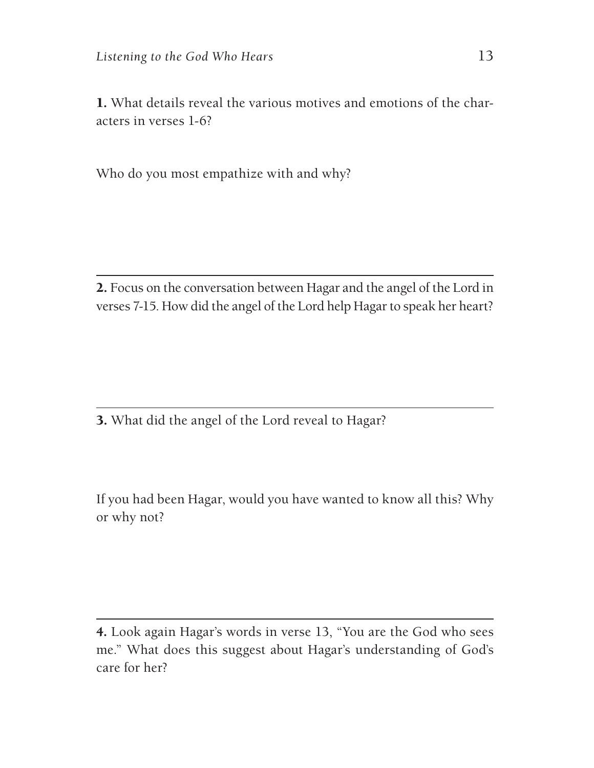**1.** What details reveal the various motives and emotions of the characters in verses 1-6?

Who do you most empathize with and why?

---

**2.** Focus on the conversation between Hagar and the angel of the Lord in verses 7-15. How did the angel of the Lord help Hagar to speak her heart?

---

**3.** What did the angel of the Lord reveal to Hagar?

If you had been Hagar, would you have wanted to know all this? Why or why not?

---

**4.** Look again Hagar's words in verse 13, "You are the God who sees me." What does this suggest about Hagar's understanding of God's care for her?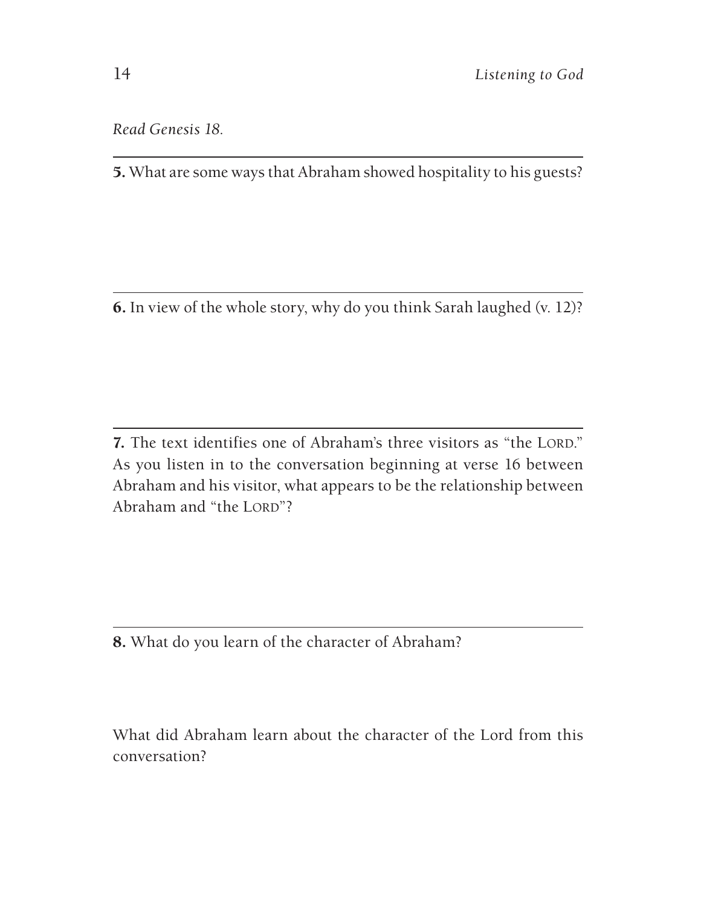*Read Genesis 18.*

**5.** What are some ways that Abraham showed hospitality to his guests?

**6.** In view of the whole story, why do you think Sarah laughed (v. 12)?

**7.** The text identifies one of Abraham's three visitors as "the LORD." As you listen in to the conversation beginning at verse 16 between Abraham and his visitor, what appears to be the relationship between Abraham and "the LORD"?

**8.** What do you learn of the character of Abraham?

What did Abraham learn about the character of the Lord from this conversation?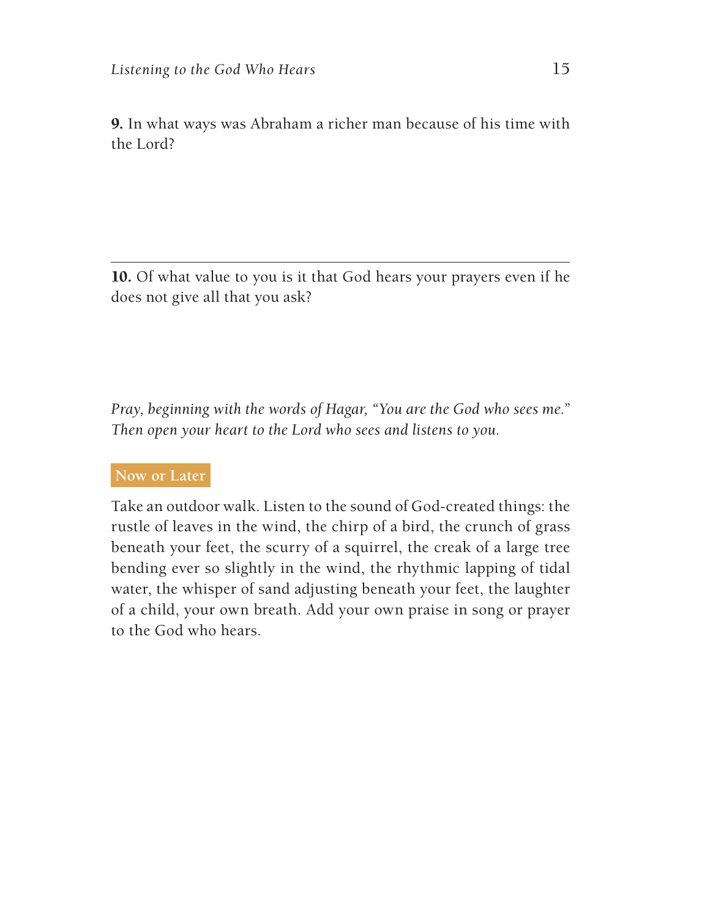**9.** In what ways was Abraham a richer man because of his time with the Lord?

---

**10.** Of what value to you is it that God hears your prayers even if he does not give all that you ask?

*Pray, beginning with the words of Hagar, "You are the God who sees me." Then open your heart to the Lord who sees and listens to you.*

## Now or Later

Take an outdoor walk. Listen to the sound of God-created things: the rustle of leaves in the wind, the chirp of a bird, the crunch of grass beneath your feet, the scurry of a squirrel, the creak of a large tree bending ever so slightly in the wind, the rhythmic lapping of tidal water, the whisper of sand adjusting beneath your feet, the laughter of a child, your own breath. Add your own praise in song or prayer to the God who hears.